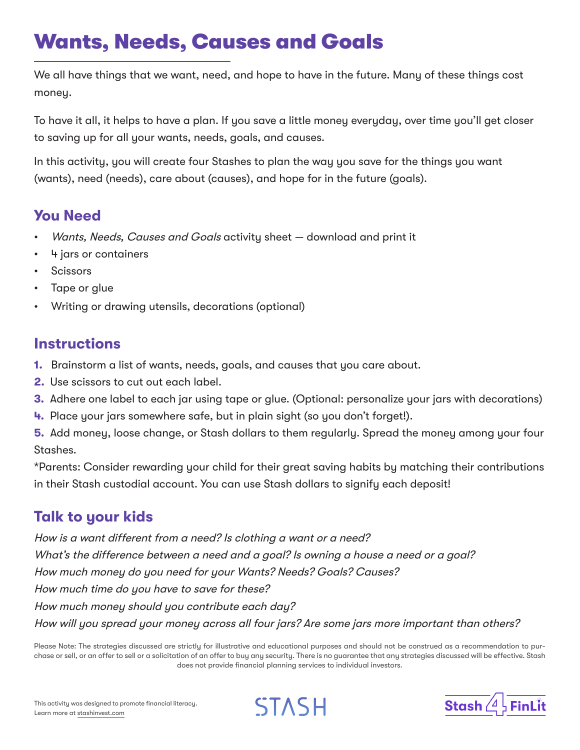# Wants, Needs, Causes and Goals

We all have things that we want, need, and hope to have in the future. Many of these things cost money.

To have it all, it helps to have a plan. If you save a little money everyday, over time you'll get closer to saving up for all your wants, needs, goals, and causes.

In this activity, you will create four Stashes to plan the way you save for the things you want (wants), need (needs), care about (causes), and hope for in the future (goals).

## You Need

- *Wants, Needs, Causes and Goals* activity sheet — download and print it
- 4 jars or containers
- Scissors
- Tape or glue
- Writing or drawing utensils, decorations (optional)

## Instructions

1. Brainstorm a list of wants, needs, goals, and causes that you care about.
2. Use scissors to cut out each label.
3. Adhere one label to each jar using tape or glue. (Optional: personalize your jars with decorations)
4. Place your jars somewhere safe, but in plain sight (so you don't forget!).
5. Add money, loose change, or Stash dollars to them regularly. Spread the money among your four Stashes.

*Parents: Consider rewarding your child for their great saving habits by matching their contributions in their Stash custodial account. You can use Stash dollars to signify each deposit!

## Talk to your kids

*How is a want different from a need? Is clothing a want or a need?*
*What's the difference between a need and a goal? Is owning a house a need or a goal?*
*How much money do you need for your Wants? Needs? Goals? Causes?*
*How much time do you have to save for these?*
*How much money should you contribute each day?*
*How will you spread your money across all four jars? Are some jars more important than others?*

Please Note: The strategies discussed are strictly for illustrative and educational purposes and should not be construed as a recommendation to purchase or sell, or an offer to sell or a solicitation of an offer to buy any security. There is no guarantee that any strategies discussed will be effective. Stash does not provide financial planning services to individual investors.

This activity was designed to promote financial literacy. Learn more at stashinvest.com

STASH

Stash 4 FinLit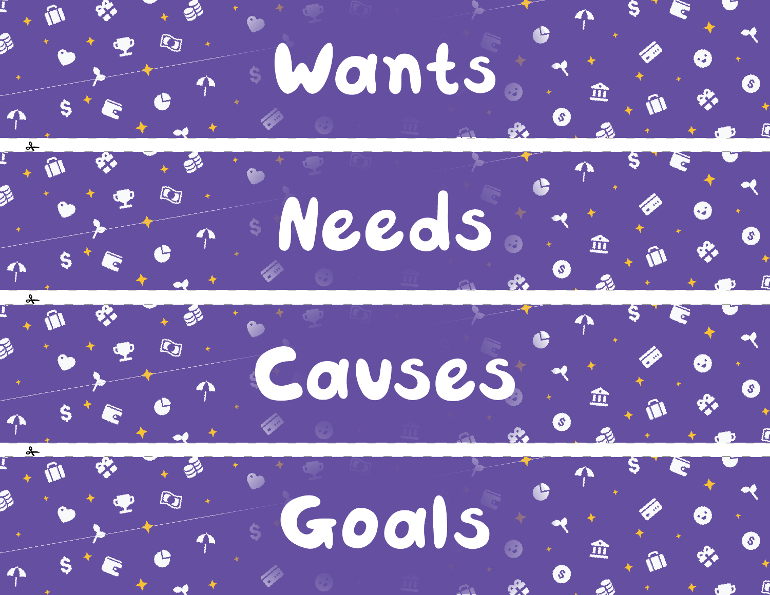# Wants

# Needs

# Causes

# Goals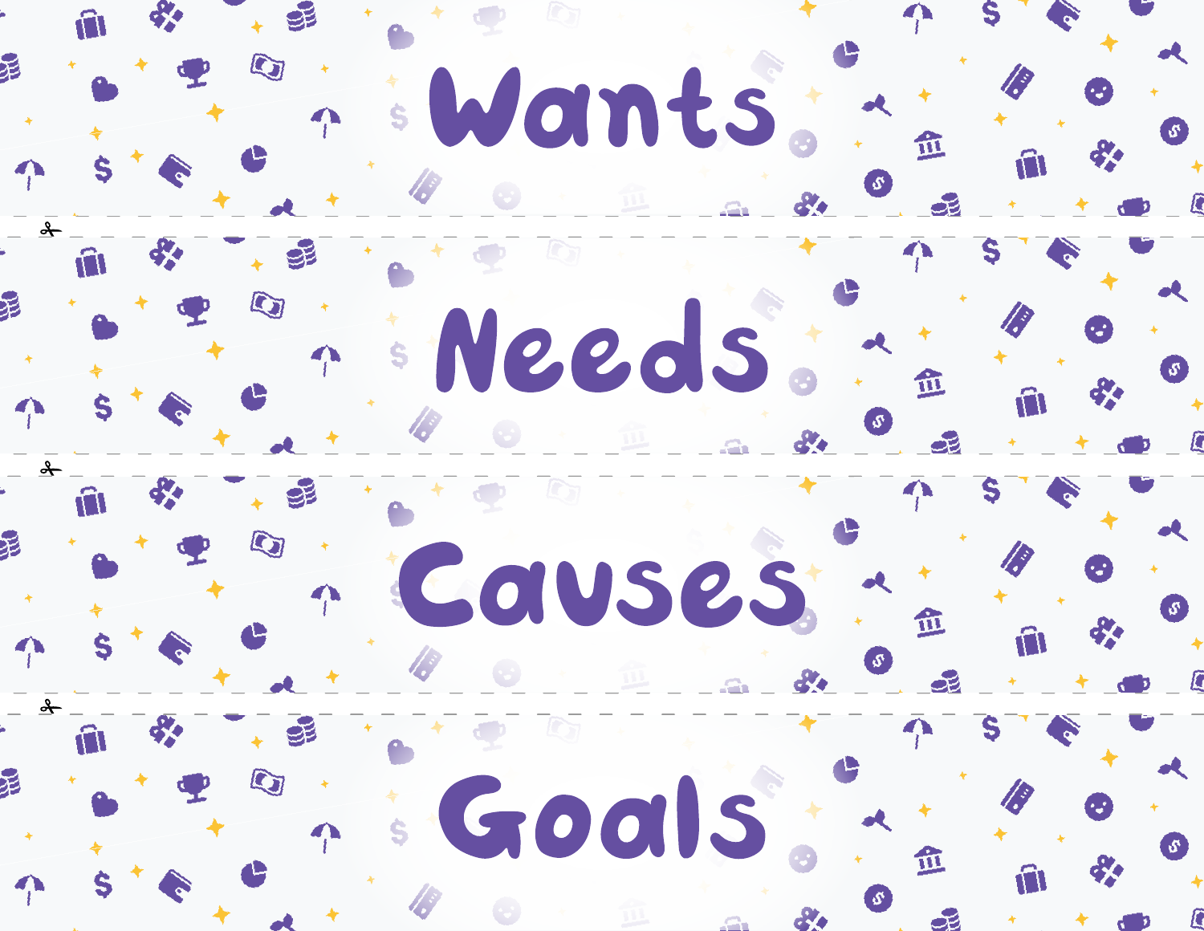# Wants

# Needs

# Causes

# Goals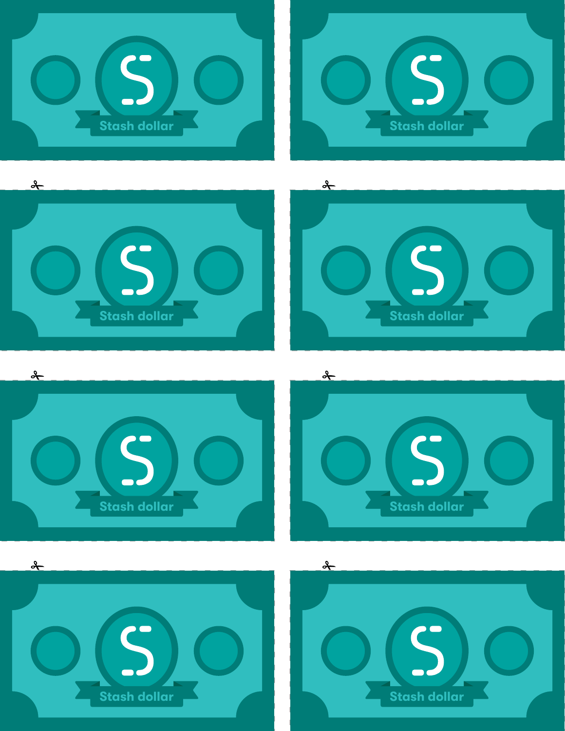Stash dollar

Stash dollar

Stash dollar

Stash dollar

Stash dollar

Stash dollar

Stash dollar

Stash dollar